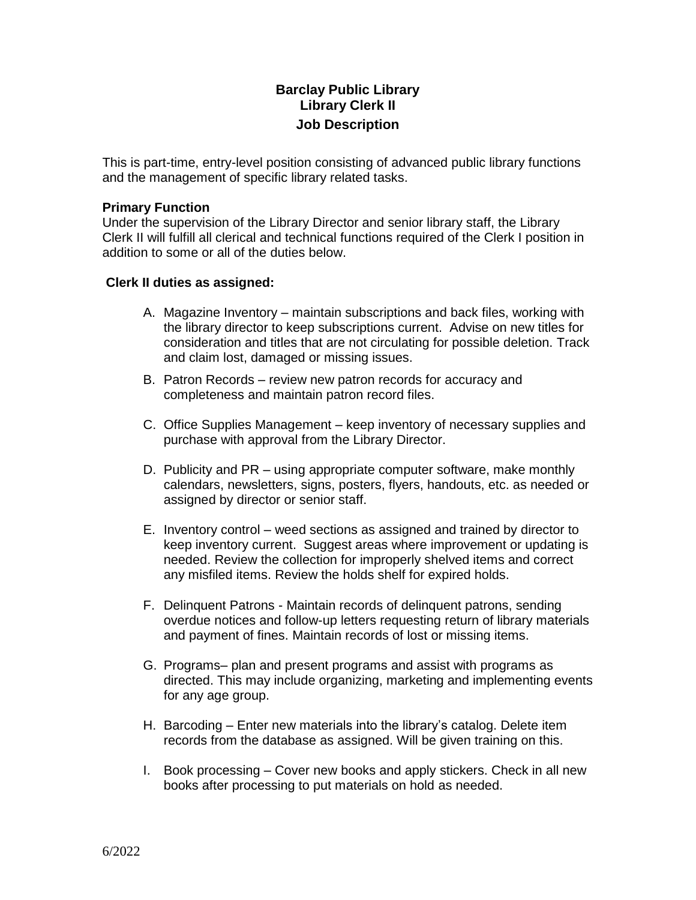# Barclay Public Library
## Library Clerk II
## Job Description

This is part-time, entry-level position consisting of advanced public library functions and the management of specific library related tasks.

**Primary Function**

Under the supervision of the Library Director and senior library staff, the Library Clerk II will fulfill all clerical and technical functions required of the Clerk I position in addition to some or all of the duties below.

**Clerk II duties as assigned:**

A. Magazine Inventory – maintain subscriptions and back files, working with the library director to keep subscriptions current. Advise on new titles for consideration and titles that are not circulating for possible deletion. Track and claim lost, damaged or missing issues.

B. Patron Records – review new patron records for accuracy and completeness and maintain patron record files.

C. Office Supplies Management – keep inventory of necessary supplies and purchase with approval from the Library Director.

D. Publicity and PR – using appropriate computer software, make monthly calendars, newsletters, signs, posters, flyers, handouts, etc. as needed or assigned by director or senior staff.

E. Inventory control – weed sections as assigned and trained by director to keep inventory current. Suggest areas where improvement or updating is needed. Review the collection for improperly shelved items and correct any misfiled items. Review the holds shelf for expired holds.

F. Delinquent Patrons - Maintain records of delinquent patrons, sending overdue notices and follow-up letters requesting return of library materials and payment of fines. Maintain records of lost or missing items.

G. Programs– plan and present programs and assist with programs as directed. This may include organizing, marketing and implementing events for any age group.

H. Barcoding – Enter new materials into the library's catalog. Delete item records from the database as assigned. Will be given training on this.

I. Book processing – Cover new books and apply stickers. Check in all new books after processing to put materials on hold as needed.

6/2022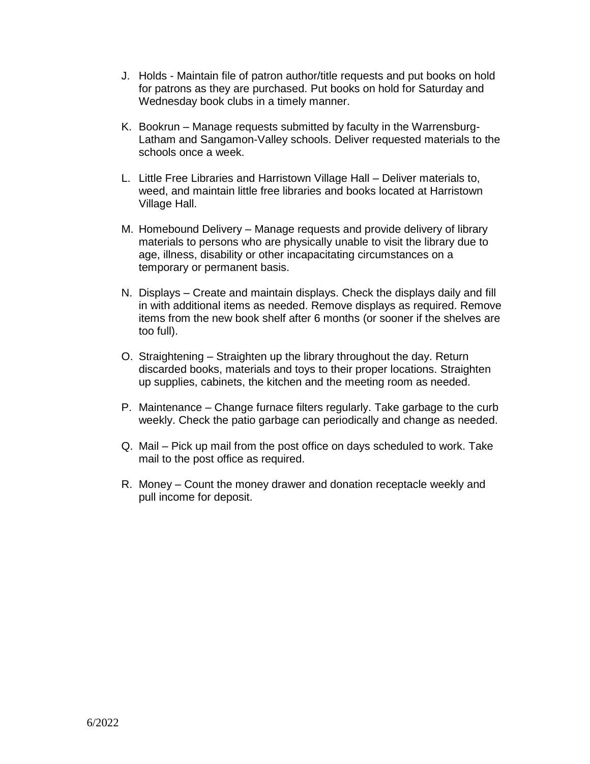J. Holds - Maintain file of patron author/title requests and put books on hold for patrons as they are purchased. Put books on hold for Saturday and Wednesday book clubs in a timely manner.

K. Bookrun – Manage requests submitted by faculty in the Warrensburg-Latham and Sangamon-Valley schools. Deliver requested materials to the schools once a week.

L. Little Free Libraries and Harristown Village Hall – Deliver materials to, weed, and maintain little free libraries and books located at Harristown Village Hall.

M. Homebound Delivery – Manage requests and provide delivery of library materials to persons who are physically unable to visit the library due to age, illness, disability or other incapacitating circumstances on a temporary or permanent basis.

N. Displays – Create and maintain displays. Check the displays daily and fill in with additional items as needed. Remove displays as required. Remove items from the new book shelf after 6 months (or sooner if the shelves are too full).

O. Straightening – Straighten up the library throughout the day. Return discarded books, materials and toys to their proper locations. Straighten up supplies, cabinets, the kitchen and the meeting room as needed.

P. Maintenance – Change furnace filters regularly. Take garbage to the curb weekly. Check the patio garbage can periodically and change as needed.

Q. Mail – Pick up mail from the post office on days scheduled to work. Take mail to the post office as required.

R. Money – Count the money drawer and donation receptacle weekly and pull income for deposit.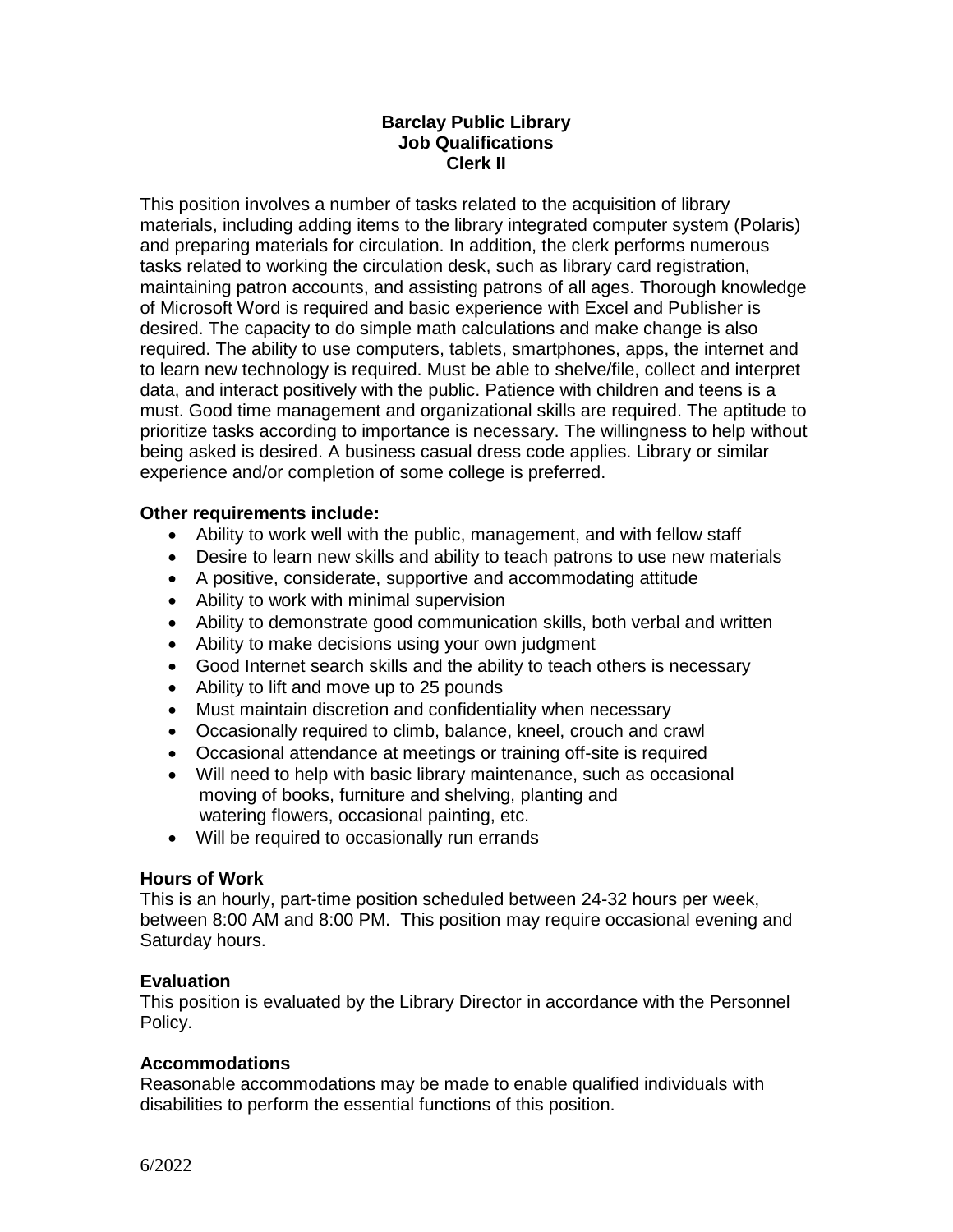**Barclay Public Library**
**Job Qualifications**
**Clerk II**

This position involves a number of tasks related to the acquisition of library materials, including adding items to the library integrated computer system (Polaris) and preparing materials for circulation. In addition, the clerk performs numerous tasks related to working the circulation desk, such as library card registration, maintaining patron accounts, and assisting patrons of all ages. Thorough knowledge of Microsoft Word is required and basic experience with Excel and Publisher is desired. The capacity to do simple math calculations and make change is also required. The ability to use computers, tablets, smartphones, apps, the internet and to learn new technology is required. Must be able to shelve/file, collect and interpret data, and interact positively with the public. Patience with children and teens is a must. Good time management and organizational skills are required. The aptitude to prioritize tasks according to importance is necessary. The willingness to help without being asked is desired. A business casual dress code applies. Library or similar experience and/or completion of some college is preferred.

**Other requirements include:**

- Ability to work well with the public, management, and with fellow staff
- Desire to learn new skills and ability to teach patrons to use new materials
- A positive, considerate, supportive and accommodating attitude
- Ability to work with minimal supervision
- Ability to demonstrate good communication skills, both verbal and written
- Ability to make decisions using your own judgment
- Good Internet search skills and the ability to teach others is necessary
- Ability to lift and move up to 25 pounds
- Must maintain discretion and confidentiality when necessary
- Occasionally required to climb, balance, kneel, crouch and crawl
- Occasional attendance at meetings or training off-site is required
- Will need to help with basic library maintenance, such as occasional moving of books, furniture and shelving, planting and watering flowers, occasional painting, etc.
- Will be required to occasionally run errands

**Hours of Work**

This is an hourly, part-time position scheduled between 24-32 hours per week, between 8:00 AM and 8:00 PM. This position may require occasional evening and Saturday hours.

**Evaluation**

This position is evaluated by the Library Director in accordance with the Personnel Policy.

**Accommodations**

Reasonable accommodations may be made to enable qualified individuals with disabilities to perform the essential functions of this position.

6/2022